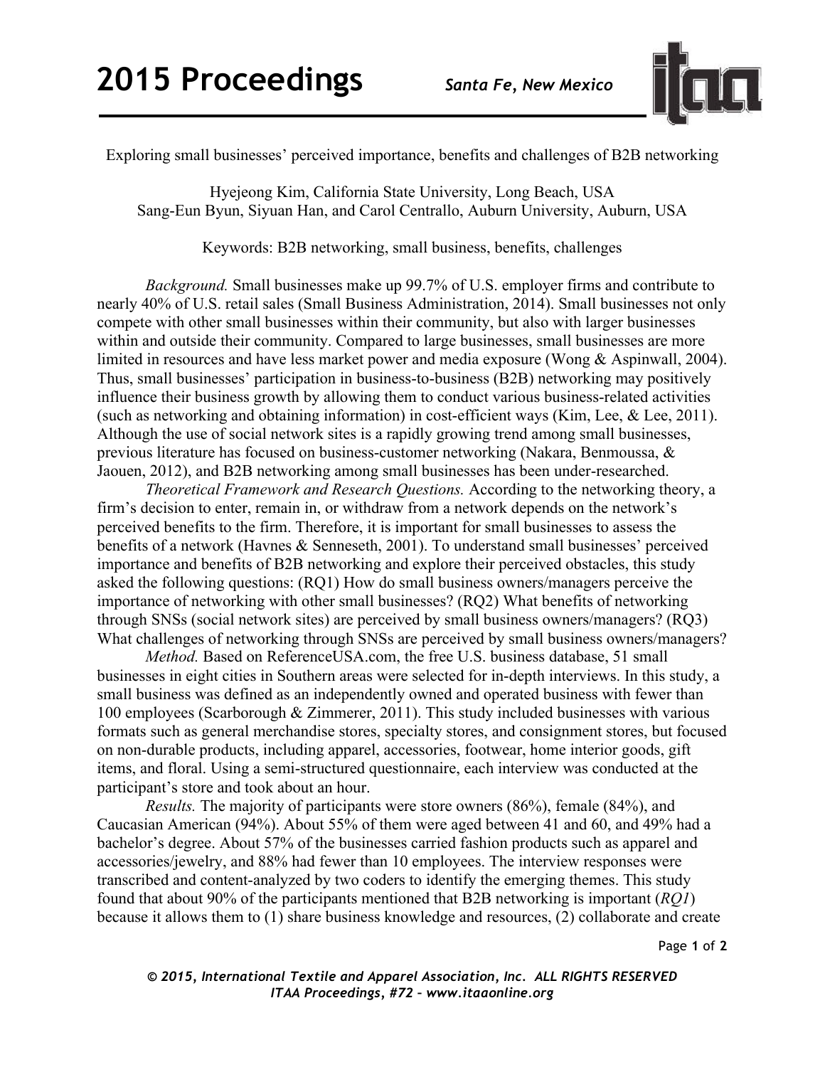Exploring small businesses' perceived importance, benefits and challenges of B2B networking

Hyejeong Kim, California State University, Long Beach, USA
Sang-Eun Byun, Siyuan Han, and Carol Centrallo, Auburn University, Auburn, USA

Keywords: B2B networking, small business, benefits, challenges

*Background.* Small businesses make up 99.7% of U.S. employer firms and contribute to nearly 40% of U.S. retail sales (Small Business Administration, 2014). Small businesses not only compete with other small businesses within their community, but also with larger businesses within and outside their community. Compared to large businesses, small businesses are more limited in resources and have less market power and media exposure (Wong & Aspinwall, 2004). Thus, small businesses' participation in business-to-business (B2B) networking may positively influence their business growth by allowing them to conduct various business-related activities (such as networking and obtaining information) in cost-efficient ways (Kim, Lee, & Lee, 2011). Although the use of social network sites is a rapidly growing trend among small businesses, previous literature has focused on business-customer networking (Nakara, Benmoussa, & Jaouen, 2012), and B2B networking among small businesses has been under-researched.

*Theoretical Framework and Research Questions.* According to the networking theory, a firm's decision to enter, remain in, or withdraw from a network depends on the network's perceived benefits to the firm. Therefore, it is important for small businesses to assess the benefits of a network (Havnes & Senneseth, 2001). To understand small businesses' perceived importance and benefits of B2B networking and explore their perceived obstacles, this study asked the following questions: (RQ1) How do small business owners/managers perceive the importance of networking with other small businesses? (RQ2) What benefits of networking through SNSs (social network sites) are perceived by small business owners/managers? (RQ3) What challenges of networking through SNSs are perceived by small business owners/managers?

*Method.* Based on ReferenceUSA.com, the free U.S. business database, 51 small businesses in eight cities in Southern areas were selected for in-depth interviews. In this study, a small business was defined as an independently owned and operated business with fewer than 100 employees (Scarborough & Zimmerer, 2011). This study included businesses with various formats such as general merchandise stores, specialty stores, and consignment stores, but focused on non-durable products, including apparel, accessories, footwear, home interior goods, gift items, and floral. Using a semi-structured questionnaire, each interview was conducted at the participant's store and took about an hour.

*Results.* The majority of participants were store owners (86%), female (84%), and Caucasian American (94%). About 55% of them were aged between 41 and 60, and 49% had a bachelor's degree. About 57% of the businesses carried fashion products such as apparel and accessories/jewelry, and 88% had fewer than 10 employees. The interview responses were transcribed and content-analyzed by two coders to identify the emerging themes. This study found that about 90% of the participants mentioned that B2B networking is important (*RQ1*) because it allows them to (1) share business knowledge and resources, (2) collaborate and create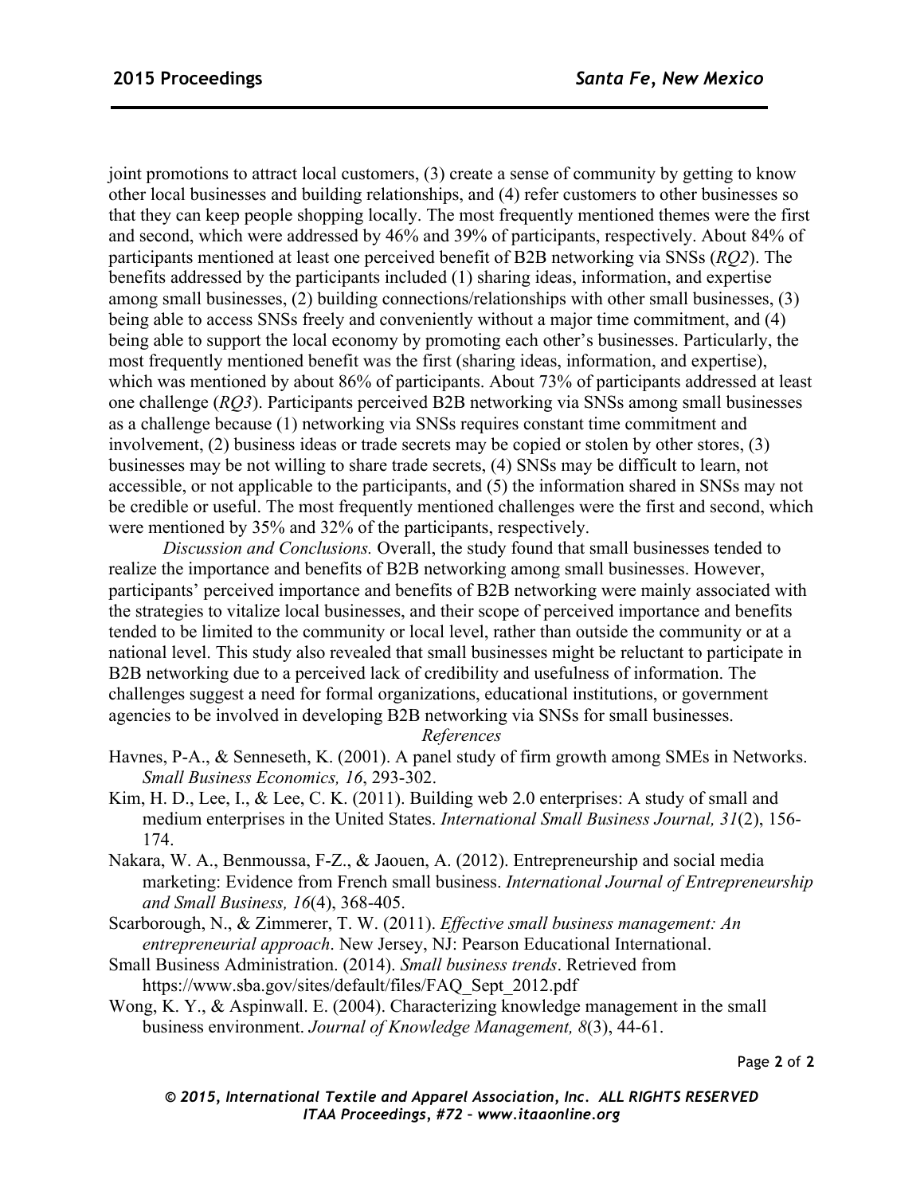joint promotions to attract local customers, (3) create a sense of community by getting to know other local businesses and building relationships, and (4) refer customers to other businesses so that they can keep people shopping locally. The most frequently mentioned themes were the first and second, which were addressed by 46% and 39% of participants, respectively. About 84% of participants mentioned at least one perceived benefit of B2B networking via SNSs (*RQ2*). The benefits addressed by the participants included (1) sharing ideas, information, and expertise among small businesses, (2) building connections/relationships with other small businesses, (3) being able to access SNSs freely and conveniently without a major time commitment, and (4) being able to support the local economy by promoting each other's businesses. Particularly, the most frequently mentioned benefit was the first (sharing ideas, information, and expertise), which was mentioned by about 86% of participants. About 73% of participants addressed at least one challenge (*RQ3*). Participants perceived B2B networking via SNSs among small businesses as a challenge because (1) networking via SNSs requires constant time commitment and involvement, (2) business ideas or trade secrets may be copied or stolen by other stores, (3) businesses may be not willing to share trade secrets, (4) SNSs may be difficult to learn, not accessible, or not applicable to the participants, and (5) the information shared in SNSs may not be credible or useful. The most frequently mentioned challenges were the first and second, which were mentioned by 35% and 32% of the participants, respectively.

*Discussion and Conclusions.* Overall, the study found that small businesses tended to realize the importance and benefits of B2B networking among small businesses. However, participants' perceived importance and benefits of B2B networking were mainly associated with the strategies to vitalize local businesses, and their scope of perceived importance and benefits tended to be limited to the community or local level, rather than outside the community or at a national level. This study also revealed that small businesses might be reluctant to participate in B2B networking due to a perceived lack of credibility and usefulness of information. The challenges suggest a need for formal organizations, educational institutions, or government agencies to be involved in developing B2B networking via SNSs for small businesses.

*References*

Havnes, P-A., & Senneseth, K. (2001). A panel study of firm growth among SMEs in Networks. *Small Business Economics, 16*, 293-302.

Kim, H. D., Lee, I., & Lee, C. K. (2011). Building web 2.0 enterprises: A study of small and medium enterprises in the United States. *International Small Business Journal, 31*(2), 156-174.

Nakara, W. A., Benmoussa, F-Z., & Jaouen, A. (2012). Entrepreneurship and social media marketing: Evidence from French small business. *International Journal of Entrepreneurship and Small Business, 16*(4), 368-405.

Scarborough, N., & Zimmerer, T. W. (2011). *Effective small business management: An entrepreneurial approach*. New Jersey, NJ: Pearson Educational International.

Small Business Administration. (2014). *Small business trends*. Retrieved from https://www.sba.gov/sites/default/files/FAQ_Sept_2012.pdf

Wong, K. Y., & Aspinwall. E. (2004). Characterizing knowledge management in the small business environment. *Journal of Knowledge Management, 8*(3), 44-61.